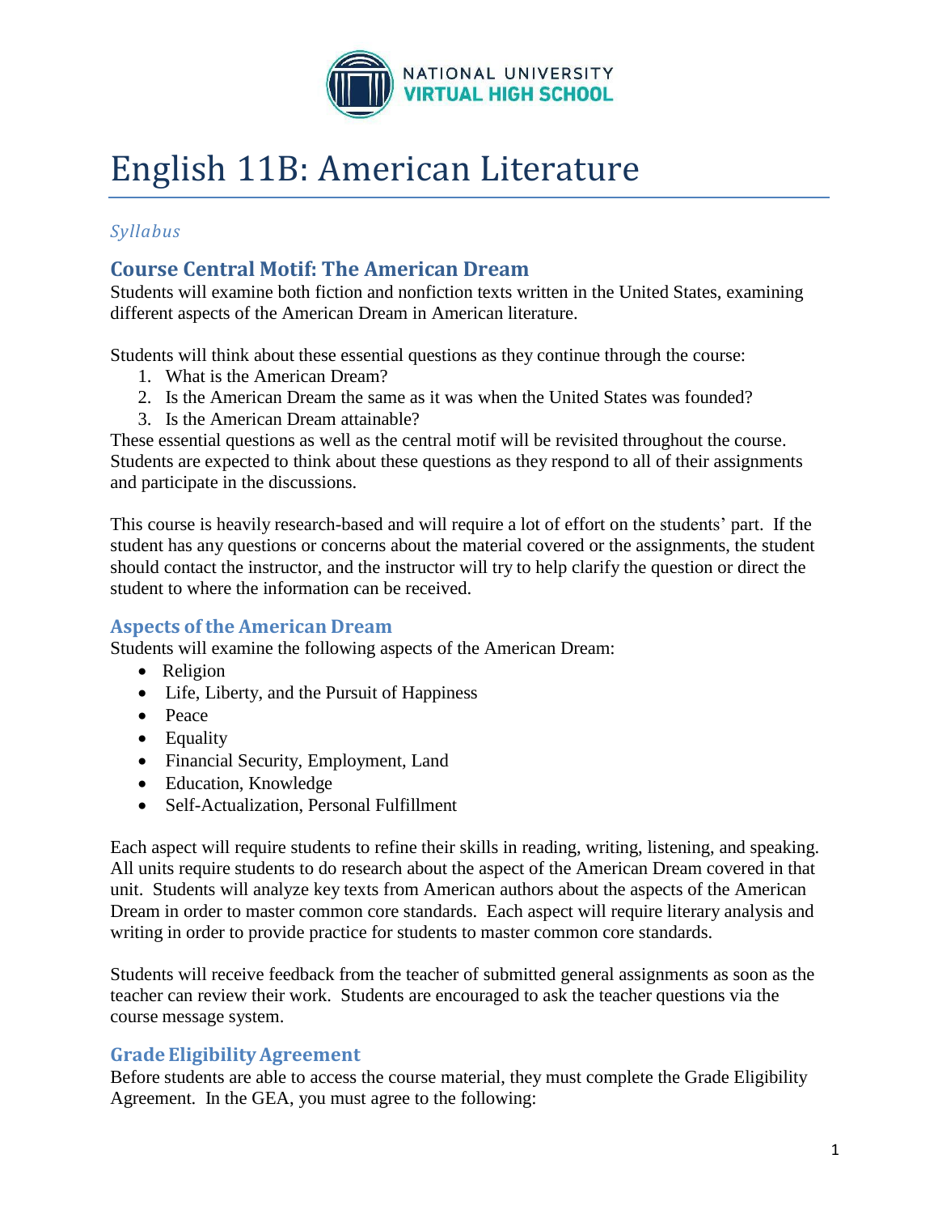NATIONAL UNIVERSITY
VIRTUAL HIGH SCHOOL

# English 11B: American Literature

*Syllabus*

## Course Central Motif: The American Dream

Students will examine both fiction and nonfiction texts written in the United States, examining different aspects of the American Dream in American literature.

Students will think about these essential questions as they continue through the course:

1. What is the American Dream?
2. Is the American Dream the same as it was when the United States was founded?
3. Is the American Dream attainable?

These essential questions as well as the central motif will be revisited throughout the course. Students are expected to think about these questions as they respond to all of their assignments and participate in the discussions.

This course is heavily research-based and will require a lot of effort on the students' part. If the student has any questions or concerns about the material covered or the assignments, the student should contact the instructor, and the instructor will try to help clarify the question or direct the student to where the information can be received.

## Aspects of the American Dream

Students will examine the following aspects of the American Dream:

- Religion
- Life, Liberty, and the Pursuit of Happiness
- Peace
- Equality
- Financial Security, Employment, Land
- Education, Knowledge
- Self-Actualization, Personal Fulfillment

Each aspect will require students to refine their skills in reading, writing, listening, and speaking. All units require students to do research about the aspect of the American Dream covered in that unit. Students will analyze key texts from American authors about the aspects of the American Dream in order to master common core standards. Each aspect will require literary analysis and writing in order to provide practice for students to master common core standards.

Students will receive feedback from the teacher of submitted general assignments as soon as the teacher can review their work. Students are encouraged to ask the teacher questions via the course message system.

## Grade Eligibility Agreement

Before students are able to access the course material, they must complete the Grade Eligibility Agreement. In the GEA, you must agree to the following: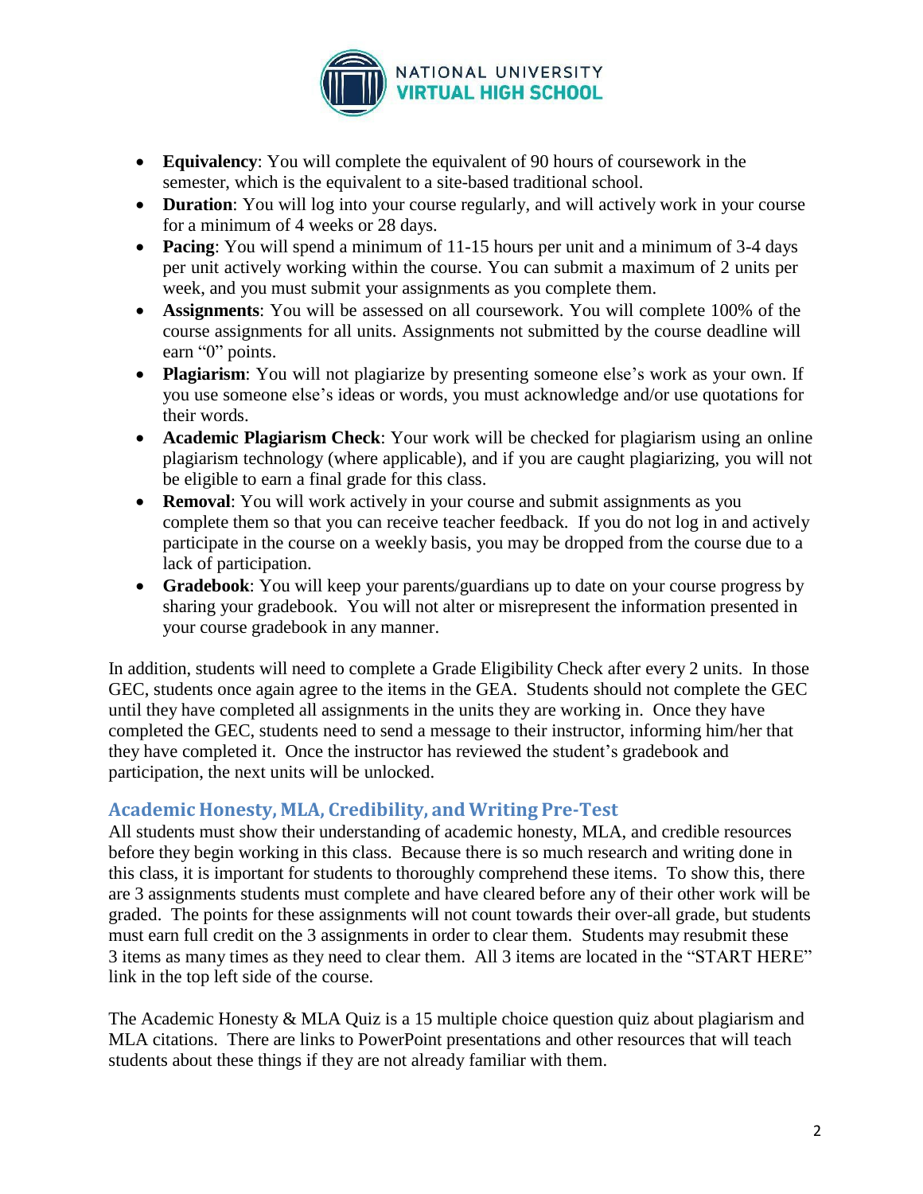- **Equivalency**: You will complete the equivalent of 90 hours of coursework in the semester, which is the equivalent to a site-based traditional school.
- **Duration**: You will log into your course regularly, and will actively work in your course for a minimum of 4 weeks or 28 days.
- **Pacing**: You will spend a minimum of 11-15 hours per unit and a minimum of 3-4 days per unit actively working within the course. You can submit a maximum of 2 units per week, and you must submit your assignments as you complete them.
- **Assignments**: You will be assessed on all coursework. You will complete 100% of the course assignments for all units. Assignments not submitted by the course deadline will earn "0" points.
- **Plagiarism**: You will not plagiarize by presenting someone else's work as your own. If you use someone else's ideas or words, you must acknowledge and/or use quotations for their words.
- **Academic Plagiarism Check**: Your work will be checked for plagiarism using an online plagiarism technology (where applicable), and if you are caught plagiarizing, you will not be eligible to earn a final grade for this class.
- **Removal**: You will work actively in your course and submit assignments as you complete them so that you can receive teacher feedback. If you do not log in and actively participate in the course on a weekly basis, you may be dropped from the course due to a lack of participation.
- **Gradebook**: You will keep your parents/guardians up to date on your course progress by sharing your gradebook. You will not alter or misrepresent the information presented in your course gradebook in any manner.

In addition, students will need to complete a Grade Eligibility Check after every 2 units. In those GEC, students once again agree to the items in the GEA. Students should not complete the GEC until they have completed all assignments in the units they are working in. Once they have completed the GEC, students need to send a message to their instructor, informing him/her that they have completed it. Once the instructor has reviewed the student's gradebook and participation, the next units will be unlocked.

## Academic Honesty, MLA, Credibility, and Writing Pre-Test

All students must show their understanding of academic honesty, MLA, and credible resources before they begin working in this class. Because there is so much research and writing done in this class, it is important for students to thoroughly comprehend these items. To show this, there are 3 assignments students must complete and have cleared before any of their other work will be graded. The points for these assignments will not count towards their over-all grade, but students must earn full credit on the 3 assignments in order to clear them. Students may resubmit these 3 items as many times as they need to clear them. All 3 items are located in the "START HERE" link in the top left side of the course.

The Academic Honesty & MLA Quiz is a 15 multiple choice question quiz about plagiarism and MLA citations. There are links to PowerPoint presentations and other resources that will teach students about these things if they are not already familiar with them.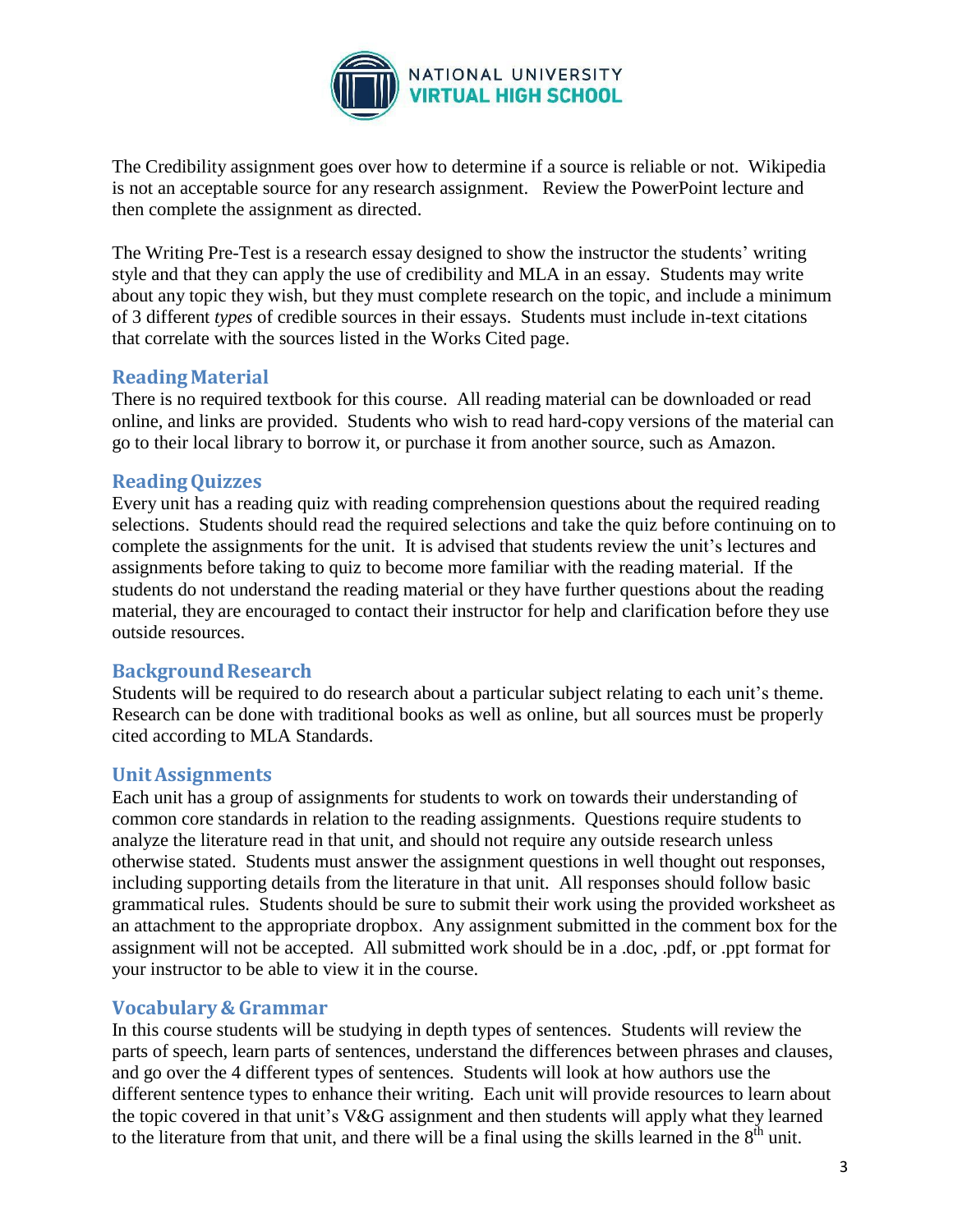The Credibility assignment goes over how to determine if a source is reliable or not. Wikipedia is not an acceptable source for any research assignment. Review the PowerPoint lecture and then complete the assignment as directed.

The Writing Pre-Test is a research essay designed to show the instructor the students' writing style and that they can apply the use of credibility and MLA in an essay. Students may write about any topic they wish, but they must complete research on the topic, and include a minimum of 3 different *types* of credible sources in their essays. Students must include in-text citations that correlate with the sources listed in the Works Cited page.

## Reading Material

There is no required textbook for this course. All reading material can be downloaded or read online, and links are provided. Students who wish to read hard-copy versions of the material can go to their local library to borrow it, or purchase it from another source, such as Amazon.

## Reading Quizzes

Every unit has a reading quiz with reading comprehension questions about the required reading selections. Students should read the required selections and take the quiz before continuing on to complete the assignments for the unit. It is advised that students review the unit's lectures and assignments before taking to quiz to become more familiar with the reading material. If the students do not understand the reading material or they have further questions about the reading material, they are encouraged to contact their instructor for help and clarification before they use outside resources.

## Background Research

Students will be required to do research about a particular subject relating to each unit's theme. Research can be done with traditional books as well as online, but all sources must be properly cited according to MLA Standards.

## Unit Assignments

Each unit has a group of assignments for students to work on towards their understanding of common core standards in relation to the reading assignments. Questions require students to analyze the literature read in that unit, and should not require any outside research unless otherwise stated. Students must answer the assignment questions in well thought out responses, including supporting details from the literature in that unit. All responses should follow basic grammatical rules. Students should be sure to submit their work using the provided worksheet as an attachment to the appropriate dropbox. Any assignment submitted in the comment box for the assignment will not be accepted. All submitted work should be in a .doc, .pdf, or .ppt format for your instructor to be able to view it in the course.

## Vocabulary & Grammar

In this course students will be studying in depth types of sentences. Students will review the parts of speech, learn parts of sentences, understand the differences between phrases and clauses, and go over the 4 different types of sentences. Students will look at how authors use the different sentence types to enhance their writing. Each unit will provide resources to learn about the topic covered in that unit's V&G assignment and then students will apply what they learned to the literature from that unit, and there will be a final using the skills learned in the 8th unit.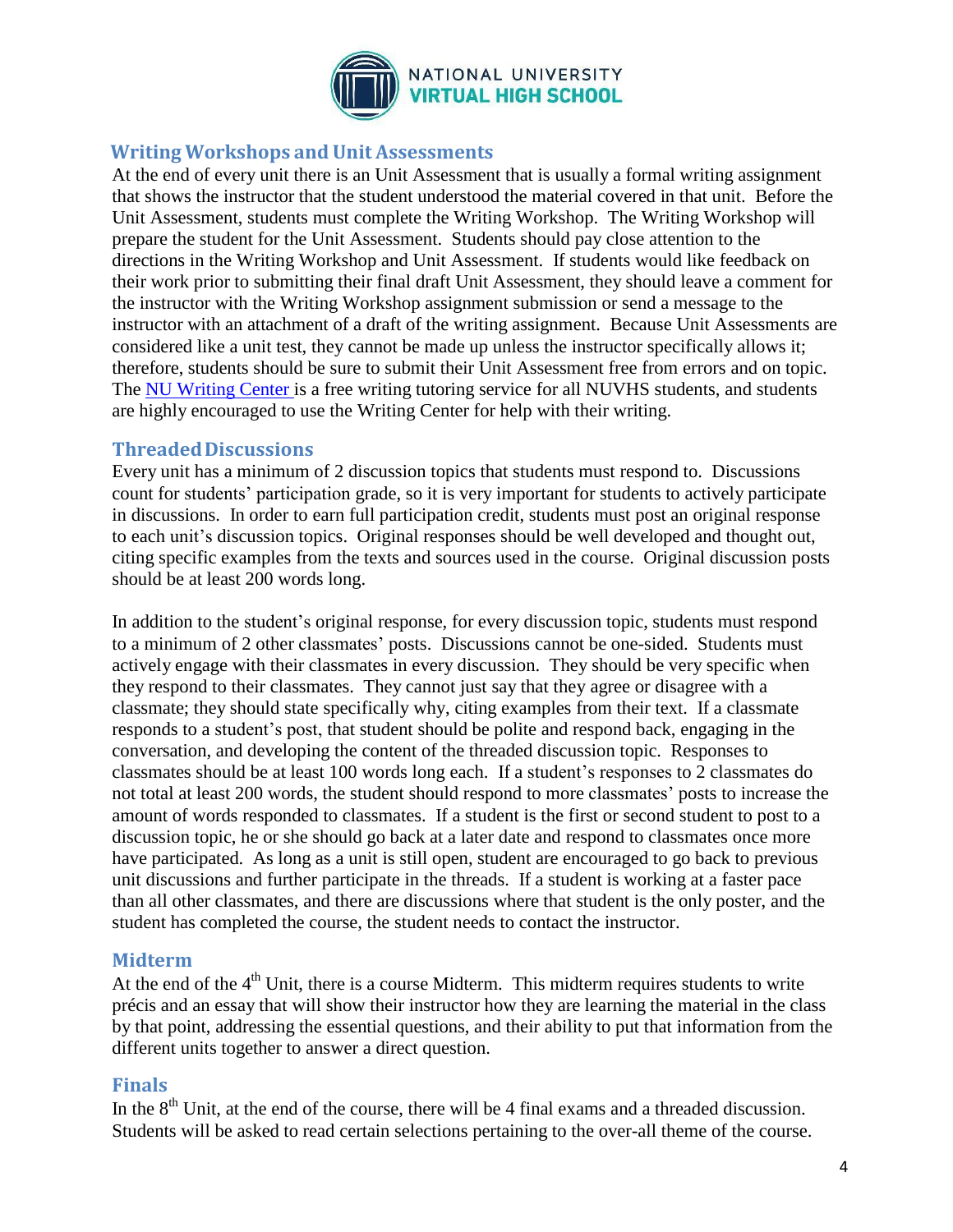## Writing Workshops and Unit Assessments

At the end of every unit there is an Unit Assessment that is usually a formal writing assignment that shows the instructor that the student understood the material covered in that unit. Before the Unit Assessment, students must complete the Writing Workshop. The Writing Workshop will prepare the student for the Unit Assessment. Students should pay close attention to the directions in the Writing Workshop and Unit Assessment. If students would like feedback on their work prior to submitting their final draft Unit Assessment, they should leave a comment for the instructor with the Writing Workshop assignment submission or send a message to the instructor with an attachment of a draft of the writing assignment. Because Unit Assessments are considered like a unit test, they cannot be made up unless the instructor specifically allows it; therefore, students should be sure to submit their Unit Assessment free from errors and on topic. The NU Writing Center is a free writing tutoring service for all NUVHS students, and students are highly encouraged to use the Writing Center for help with their writing.

## Threaded Discussions

Every unit has a minimum of 2 discussion topics that students must respond to. Discussions count for students' participation grade, so it is very important for students to actively participate in discussions. In order to earn full participation credit, students must post an original response to each unit's discussion topics. Original responses should be well developed and thought out, citing specific examples from the texts and sources used in the course. Original discussion posts should be at least 200 words long.

In addition to the student's original response, for every discussion topic, students must respond to a minimum of 2 other classmates' posts. Discussions cannot be one-sided. Students must actively engage with their classmates in every discussion. They should be very specific when they respond to their classmates. They cannot just say that they agree or disagree with a classmate; they should state specifically why, citing examples from their text. If a classmate responds to a student's post, that student should be polite and respond back, engaging in the conversation, and developing the content of the threaded discussion topic. Responses to classmates should be at least 100 words long each. If a student's responses to 2 classmates do not total at least 200 words, the student should respond to more classmates' posts to increase the amount of words responded to classmates. If a student is the first or second student to post to a discussion topic, he or she should go back at a later date and respond to classmates once more have participated. As long as a unit is still open, student are encouraged to go back to previous unit discussions and further participate in the threads. If a student is working at a faster pace than all other classmates, and there are discussions where that student is the only poster, and the student has completed the course, the student needs to contact the instructor.

## Midterm

At the end of the 4th Unit, there is a course Midterm. This midterm requires students to write précis and an essay that will show their instructor how they are learning the material in the class by that point, addressing the essential questions, and their ability to put that information from the different units together to answer a direct question.

## Finals

In the 8th Unit, at the end of the course, there will be 4 final exams and a threaded discussion. Students will be asked to read certain selections pertaining to the over-all theme of the course.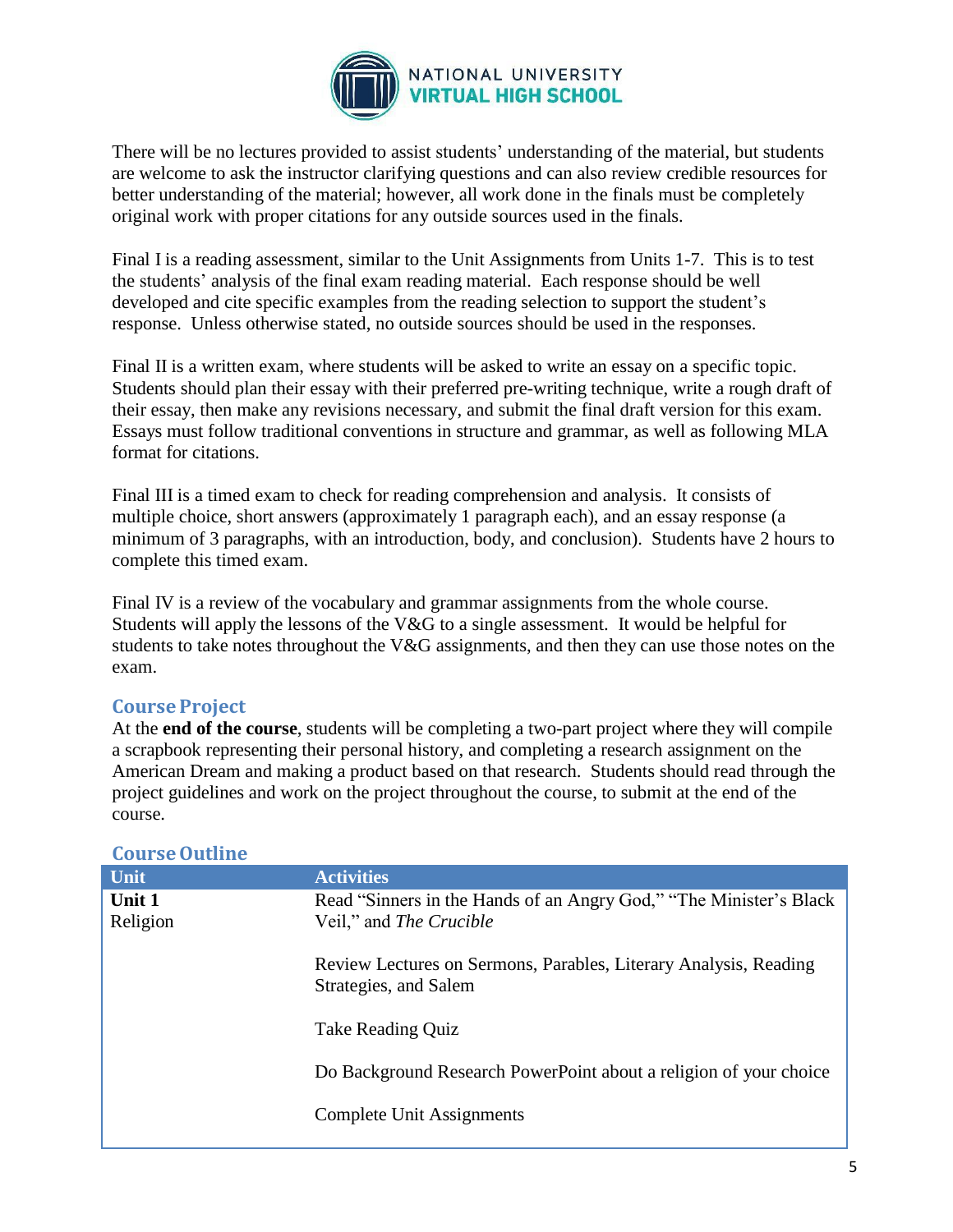There will be no lectures provided to assist students' understanding of the material, but students are welcome to ask the instructor clarifying questions and can also review credible resources for better understanding of the material; however, all work done in the finals must be completely original work with proper citations for any outside sources used in the finals.

Final I is a reading assessment, similar to the Unit Assignments from Units 1-7. This is to test the students' analysis of the final exam reading material. Each response should be well developed and cite specific examples from the reading selection to support the student's response. Unless otherwise stated, no outside sources should be used in the responses.

Final II is a written exam, where students will be asked to write an essay on a specific topic. Students should plan their essay with their preferred pre-writing technique, write a rough draft of their essay, then make any revisions necessary, and submit the final draft version for this exam. Essays must follow traditional conventions in structure and grammar, as well as following MLA format for citations.

Final III is a timed exam to check for reading comprehension and analysis. It consists of multiple choice, short answers (approximately 1 paragraph each), and an essay response (a minimum of 3 paragraphs, with an introduction, body, and conclusion). Students have 2 hours to complete this timed exam.

Final IV is a review of the vocabulary and grammar assignments from the whole course. Students will apply the lessons of the V&G to a single assessment. It would be helpful for students to take notes throughout the V&G assignments, and then they can use those notes on the exam.

## Course Project

At the **end of the course**, students will be completing a two-part project where they will compile a scrapbook representing their personal history, and completing a research assignment on the American Dream and making a product based on that research. Students should read through the project guidelines and work on the project throughout the course, to submit at the end of the course.

## Course Outline

| Unit | Activities |
|---|---|
| **Unit 1**<br>Religion | Read "Sinners in the Hands of an Angry God," "The Minister's Black Veil," and *The Crucible*<br><br>Review Lectures on Sermons, Parables, Literary Analysis, Reading Strategies, and Salem<br><br>Take Reading Quiz<br><br>Do Background Research PowerPoint about a religion of your choice<br><br>Complete Unit Assignments |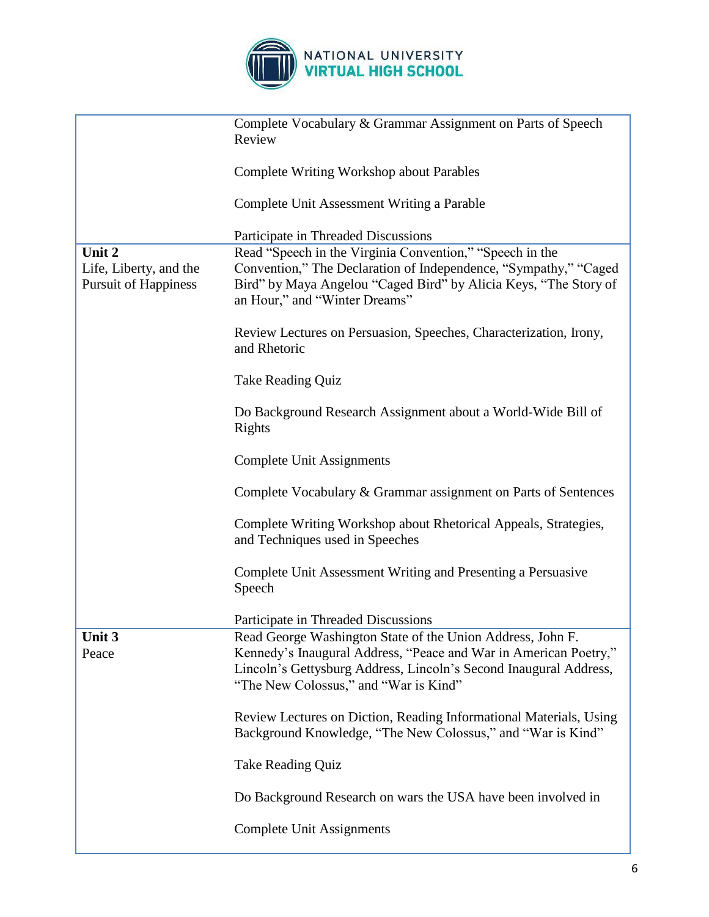| | |
|---|---|
| | Complete Vocabulary & Grammar Assignment on Parts of Speech Review<br><br>Complete Writing Workshop about Parables<br><br>Complete Unit Assessment Writing a Parable<br><br>Participate in Threaded Discussions |
| **Unit 2**<br>Life, Liberty, and the Pursuit of Happiness | Read "Speech in the Virginia Convention," "Speech in the Convention," The Declaration of Independence, "Sympathy," "Caged Bird" by Maya Angelou "Caged Bird" by Alicia Keys, "The Story of an Hour," and "Winter Dreams"<br><br>Review Lectures on Persuasion, Speeches, Characterization, Irony, and Rhetoric<br><br>Take Reading Quiz<br><br>Do Background Research Assignment about a World-Wide Bill of Rights<br><br>Complete Unit Assignments<br><br>Complete Vocabulary & Grammar assignment on Parts of Sentences<br><br>Complete Writing Workshop about Rhetorical Appeals, Strategies, and Techniques used in Speeches<br><br>Complete Unit Assessment Writing and Presenting a Persuasive Speech<br><br>Participate in Threaded Discussions |
| **Unit 3**<br>Peace | Read George Washington State of the Union Address, John F. Kennedy's Inaugural Address, "Peace and War in American Poetry," Lincoln's Gettysburg Address, Lincoln's Second Inaugural Address, "The New Colossus," and "War is Kind"<br><br>Review Lectures on Diction, Reading Informational Materials, Using Background Knowledge, "The New Colossus," and "War is Kind"<br><br>Take Reading Quiz<br><br>Do Background Research on wars the USA have been involved in<br><br>Complete Unit Assignments |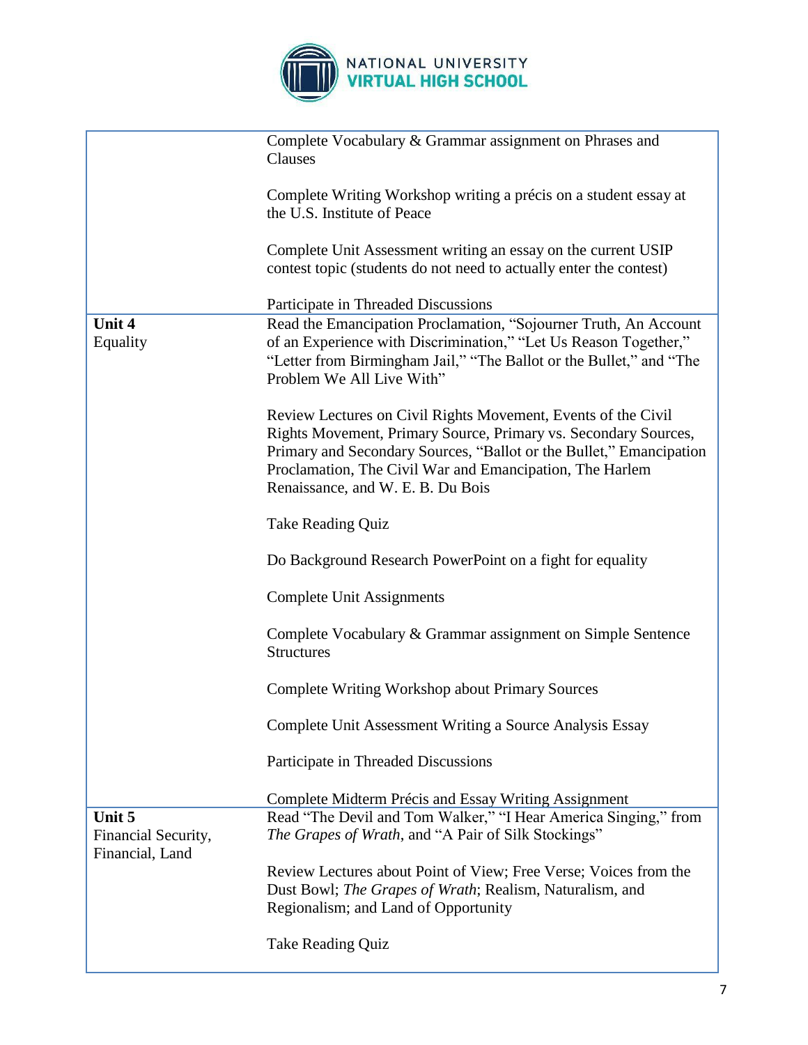| | |
|---|---|
| | Complete Vocabulary & Grammar assignment on Phrases and Clauses<br><br>Complete Writing Workshop writing a précis on a student essay at the U.S. Institute of Peace<br><br>Complete Unit Assessment writing an essay on the current USIP contest topic (students do not need to actually enter the contest)<br><br>Participate in Threaded Discussions |
| **Unit 4**<br>Equality | Read the Emancipation Proclamation, "Sojourner Truth, An Account of an Experience with Discrimination," "Let Us Reason Together," "Letter from Birmingham Jail," "The Ballot or the Bullet," and "The Problem We All Live With"<br><br>Review Lectures on Civil Rights Movement, Events of the Civil Rights Movement, Primary Source, Primary vs. Secondary Sources, Primary and Secondary Sources, "Ballot or the Bullet," Emancipation Proclamation, The Civil War and Emancipation, The Harlem Renaissance, and W. E. B. Du Bois<br><br>Take Reading Quiz<br><br>Do Background Research PowerPoint on a fight for equality<br><br>Complete Unit Assignments<br><br>Complete Vocabulary & Grammar assignment on Simple Sentence Structures<br><br>Complete Writing Workshop about Primary Sources<br><br>Complete Unit Assessment Writing a Source Analysis Essay<br><br>Participate in Threaded Discussions<br><br>Complete Midterm Précis and Essay Writing Assignment |
| **Unit 5**<br>Financial Security, Financial, Land | Read "The Devil and Tom Walker," "I Hear America Singing," from *The Grapes of Wrath*, and "A Pair of Silk Stockings"<br><br>Review Lectures about Point of View; Free Verse; Voices from the Dust Bowl; *The Grapes of Wrath*; Realism, Naturalism, and Regionalism; and Land of Opportunity<br><br>Take Reading Quiz |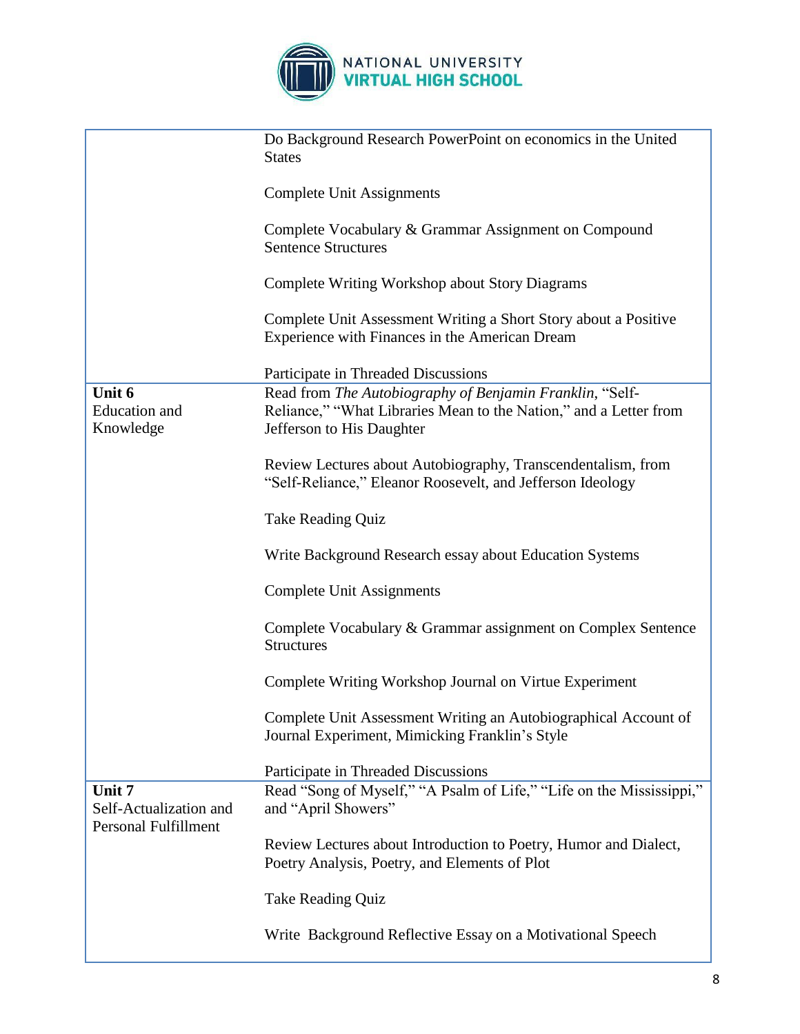| | |
|---|---|
| | Do Background Research PowerPoint on economics in the United States<br><br>Complete Unit Assignments<br><br>Complete Vocabulary & Grammar Assignment on Compound Sentence Structures<br><br>Complete Writing Workshop about Story Diagrams<br><br>Complete Unit Assessment Writing a Short Story about a Positive Experience with Finances in the American Dream<br><br>Participate in Threaded Discussions |
| **Unit 6**<br>Education and Knowledge | Read from *The Autobiography of Benjamin Franklin*, "Self-Reliance," "What Libraries Mean to the Nation," and a Letter from Jefferson to His Daughter<br><br>Review Lectures about Autobiography, Transcendentalism, from "Self-Reliance," Eleanor Roosevelt, and Jefferson Ideology<br><br>Take Reading Quiz<br><br>Write Background Research essay about Education Systems<br><br>Complete Unit Assignments<br><br>Complete Vocabulary & Grammar assignment on Complex Sentence Structures<br><br>Complete Writing Workshop Journal on Virtue Experiment<br><br>Complete Unit Assessment Writing an Autobiographical Account of Journal Experiment, Mimicking Franklin's Style<br><br>Participate in Threaded Discussions |
| **Unit 7**<br>Self-Actualization and Personal Fulfillment | Read "Song of Myself," "A Psalm of Life," "Life on the Mississippi," and "April Showers"<br><br>Review Lectures about Introduction to Poetry, Humor and Dialect, Poetry Analysis, Poetry, and Elements of Plot<br><br>Take Reading Quiz<br><br>Write Background Reflective Essay on a Motivational Speech |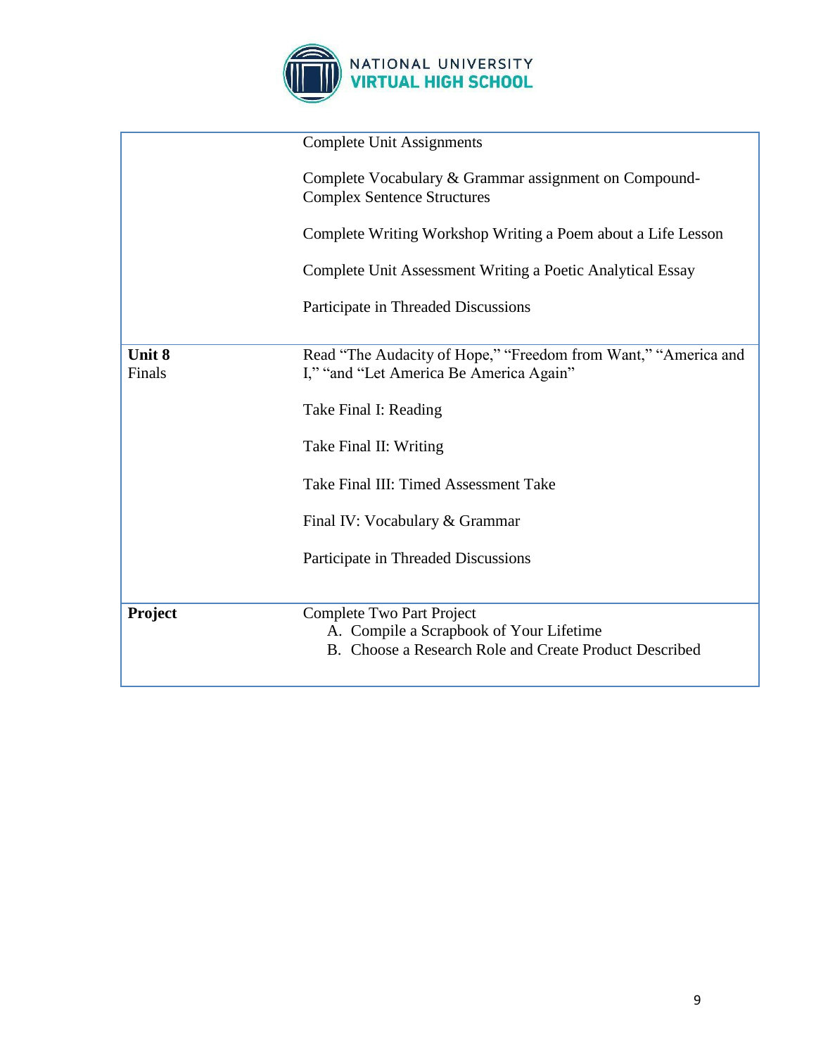| | |
|---|---|
| | Complete Unit Assignments<br><br>Complete Vocabulary & Grammar assignment on Compound-Complex Sentence Structures<br><br>Complete Writing Workshop Writing a Poem about a Life Lesson<br><br>Complete Unit Assessment Writing a Poetic Analytical Essay<br><br>Participate in Threaded Discussions |
| **Unit 8**<br>Finals | Read "The Audacity of Hope," "Freedom from Want," "America and I," "and "Let America Be America Again"<br><br>Take Final I: Reading<br><br>Take Final II: Writing<br><br>Take Final III: Timed Assessment Take<br><br>Final IV: Vocabulary & Grammar<br><br>Participate in Threaded Discussions |
| **Project** | Complete Two Part Project<br>A. Compile a Scrapbook of Your Lifetime<br>B. Choose a Research Role and Create Product Described |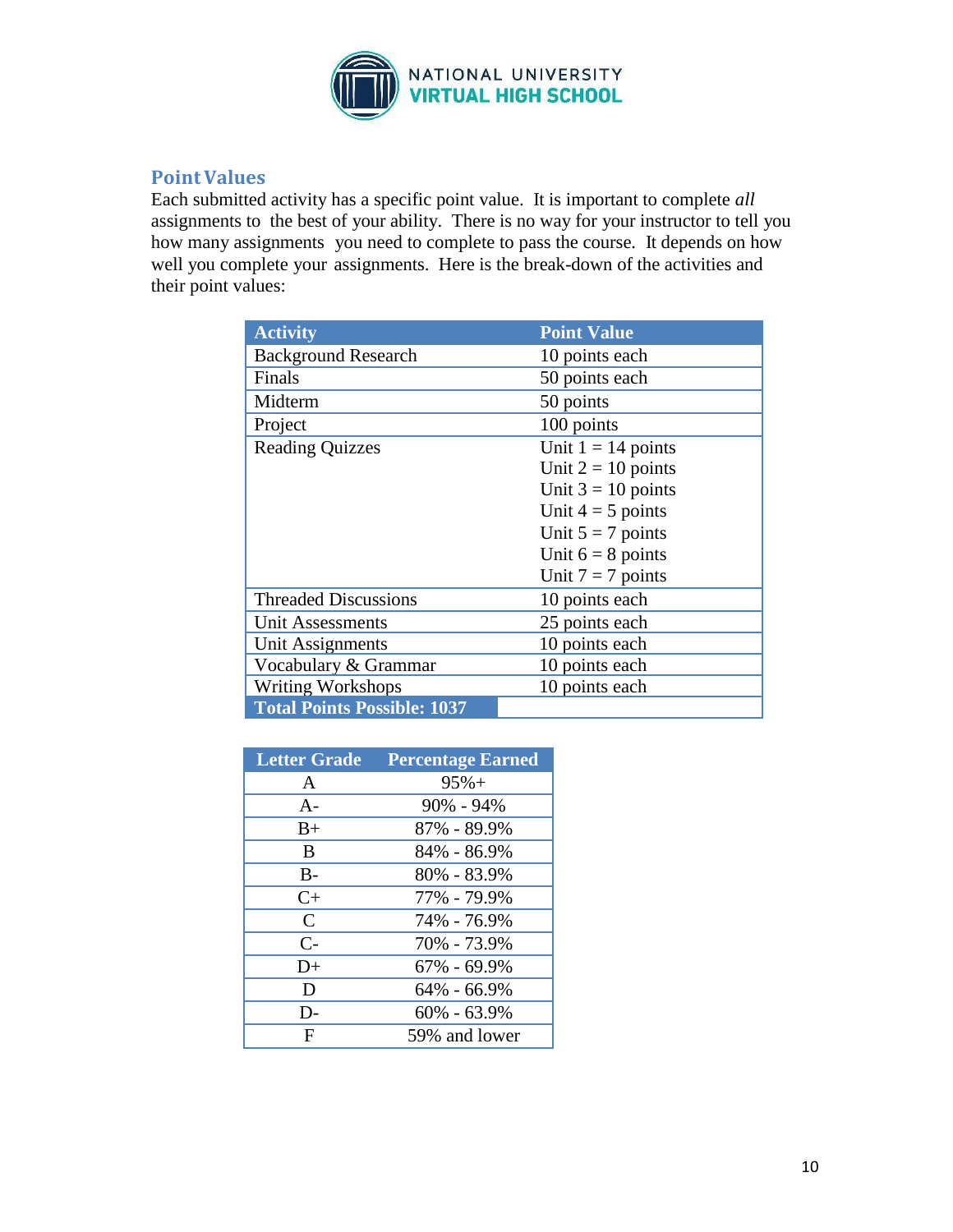## Point Values

Each submitted activity has a specific point value. It is important to complete *all* assignments to the best of your ability. There is no way for your instructor to tell you how many assignments you need to complete to pass the course. It depends on how well you complete your assignments. Here is the break-down of the activities and their point values:

| Activity | Point Value |
|---|---|
| Background Research | 10 points each |
| Finals | 50 points each |
| Midterm | 50 points |
| Project | 100 points |
| Reading Quizzes | Unit 1 = 14 points<br>Unit 2 = 10 points<br>Unit 3 = 10 points<br>Unit 4 = 5 points<br>Unit 5 = 7 points<br>Unit 6 = 8 points<br>Unit 7 = 7 points |
| Threaded Discussions | 10 points each |
| Unit Assessments | 25 points each |
| Unit Assignments | 10 points each |
| Vocabulary & Grammar | 10 points each |
| Writing Workshops | 10 points each |
| **Total Points Possible: 1037** | |

| Letter Grade | Percentage Earned |
|---|---|
| A | 95%+ |
| A- | 90% - 94% |
| B+ | 87% - 89.9% |
| B | 84% - 86.9% |
| B- | 80% - 83.9% |
| C+ | 77% - 79.9% |
| C | 74% - 76.9% |
| C- | 70% - 73.9% |
| D+ | 67% - 69.9% |
| D | 64% - 66.9% |
| D- | 60% - 63.9% |
| F | 59% and lower |